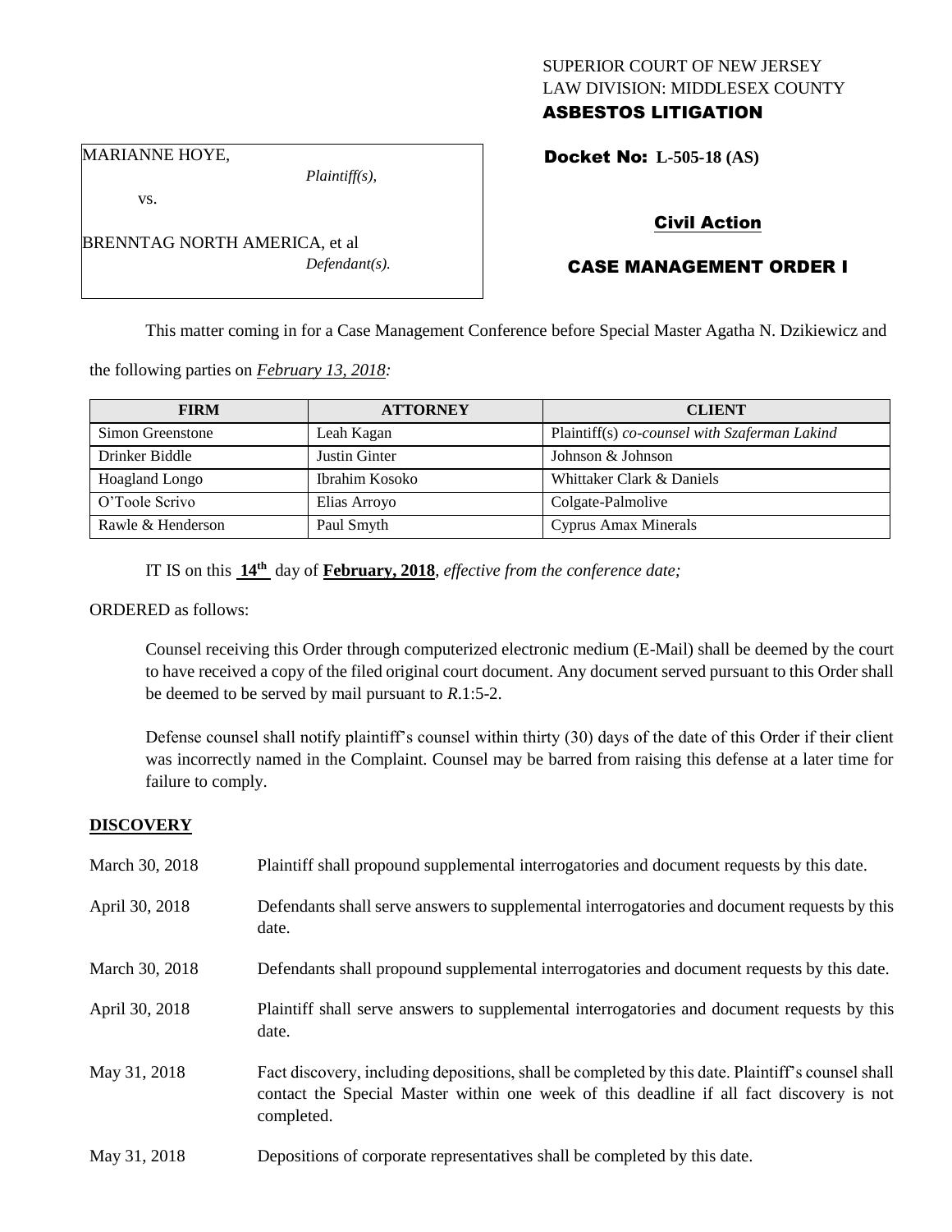SUPERIOR COURT OF NEW JERSEY
LAW DIVISION: MIDDLESEX COUNTY
**ASBESTOS LITIGATION**

MARIANNE HOYE,
*Plaintiff(s),*
vs.
BRENNTAG NORTH AMERICA, et al
*Defendant(s).*

**Docket No: L-505-18 (AS)**

## Civil Action

## CASE MANAGEMENT ORDER I

This matter coming in for a Case Management Conference before Special Master Agatha N. Dzikiewicz and the following parties on *February 13, 2018:*

| FIRM | ATTORNEY | CLIENT |
|---|---|---|
| Simon Greenstone | Leah Kagan | Plaintiff(s) *co-counsel with Szaferman Lakind* |
| Drinker Biddle | Justin Ginter | Johnson & Johnson |
| Hoagland Longo | Ibrahim Kosoko | Whittaker Clark & Daniels |
| O'Toole Scrivo | Elias Arroyo | Colgate-Palmolive |
| Rawle & Henderson | Paul Smyth | Cyprus Amax Minerals |

IT IS on this **14th** day of **February, 2018**, *effective from the conference date;*

ORDERED as follows:

Counsel receiving this Order through computerized electronic medium (E-Mail) shall be deemed by the court to have received a copy of the filed original court document. Any document served pursuant to this Order shall be deemed to be served by mail pursuant to *R*.1:5-2.

Defense counsel shall notify plaintiff's counsel within thirty (30) days of the date of this Order if their client was incorrectly named in the Complaint. Counsel may be barred from raising this defense at a later time for failure to comply.

## DISCOVERY

| | |
|---|---|
| March 30, 2018 | Plaintiff shall propound supplemental interrogatories and document requests by this date. |
| April 30, 2018 | Defendants shall serve answers to supplemental interrogatories and document requests by this date. |
| March 30, 2018 | Defendants shall propound supplemental interrogatories and document requests by this date. |
| April 30, 2018 | Plaintiff shall serve answers to supplemental interrogatories and document requests by this date. |
| May 31, 2018 | Fact discovery, including depositions, shall be completed by this date. Plaintiff's counsel shall contact the Special Master within one week of this deadline if all fact discovery is not completed. |
| May 31, 2018 | Depositions of corporate representatives shall be completed by this date. |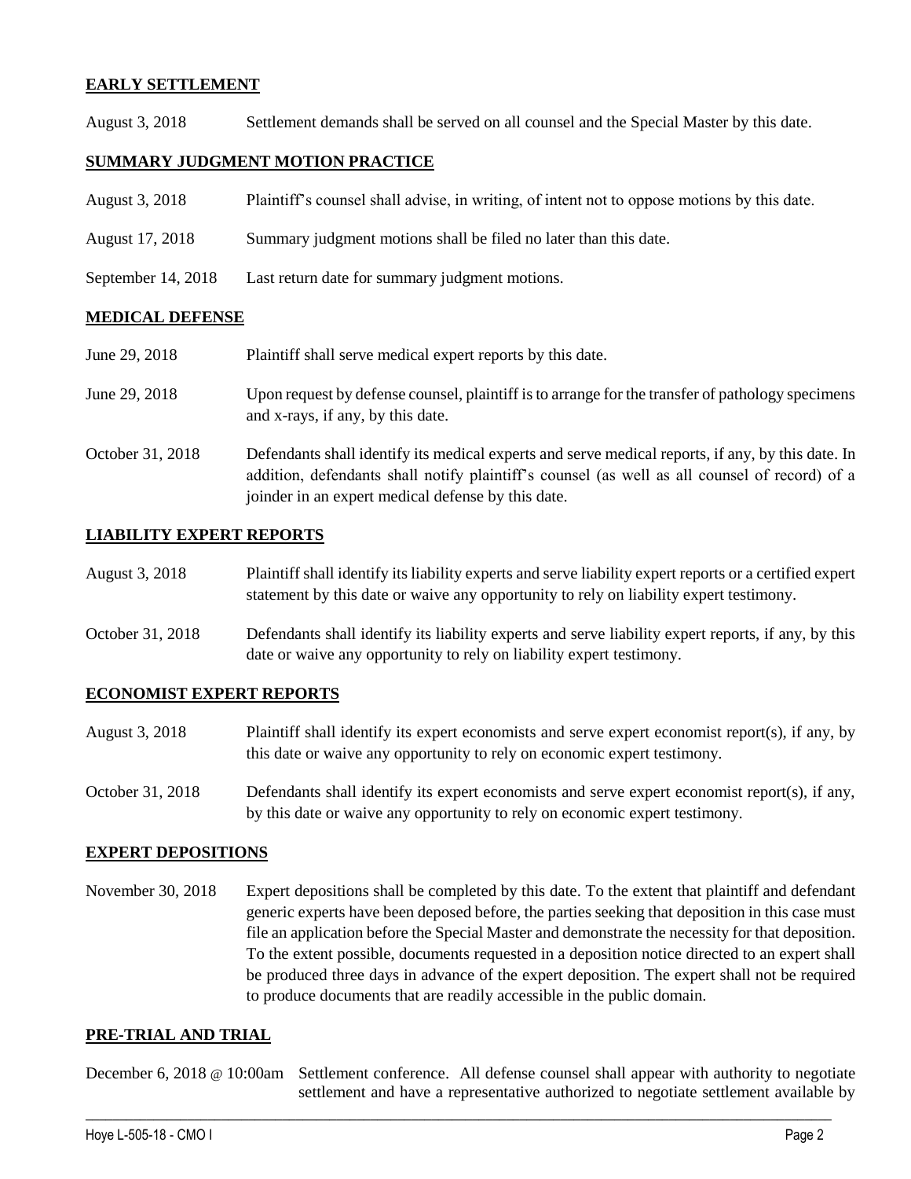## EARLY SETTLEMENT

August 3, 2018 Settlement demands shall be served on all counsel and the Special Master by this date.

## SUMMARY JUDGMENT MOTION PRACTICE

August 3, 2018 Plaintiff's counsel shall advise, in writing, of intent not to oppose motions by this date.

August 17, 2018 Summary judgment motions shall be filed no later than this date.

September 14, 2018 Last return date for summary judgment motions.

## MEDICAL DEFENSE

June 29, 2018 Plaintiff shall serve medical expert reports by this date.

June 29, 2018 Upon request by defense counsel, plaintiff is to arrange for the transfer of pathology specimens and x-rays, if any, by this date.

October 31, 2018 Defendants shall identify its medical experts and serve medical reports, if any, by this date. In addition, defendants shall notify plaintiff's counsel (as well as all counsel of record) of a joinder in an expert medical defense by this date.

## LIABILITY EXPERT REPORTS

August 3, 2018 Plaintiff shall identify its liability experts and serve liability expert reports or a certified expert statement by this date or waive any opportunity to rely on liability expert testimony.

October 31, 2018 Defendants shall identify its liability experts and serve liability expert reports, if any, by this date or waive any opportunity to rely on liability expert testimony.

## ECONOMIST EXPERT REPORTS

August 3, 2018 Plaintiff shall identify its expert economists and serve expert economist report(s), if any, by this date or waive any opportunity to rely on economic expert testimony.

October 31, 2018 Defendants shall identify its expert economists and serve expert economist report(s), if any, by this date or waive any opportunity to rely on economic expert testimony.

## EXPERT DEPOSITIONS

November 30, 2018 Expert depositions shall be completed by this date. To the extent that plaintiff and defendant generic experts have been deposed before, the parties seeking that deposition in this case must file an application before the Special Master and demonstrate the necessity for that deposition. To the extent possible, documents requested in a deposition notice directed to an expert shall be produced three days in advance of the expert deposition. The expert shall not be required to produce documents that are readily accessible in the public domain.

## PRE-TRIAL AND TRIAL

December 6, 2018 @ 10:00am Settlement conference. All defense counsel shall appear with authority to negotiate settlement and have a representative authorized to negotiate settlement available by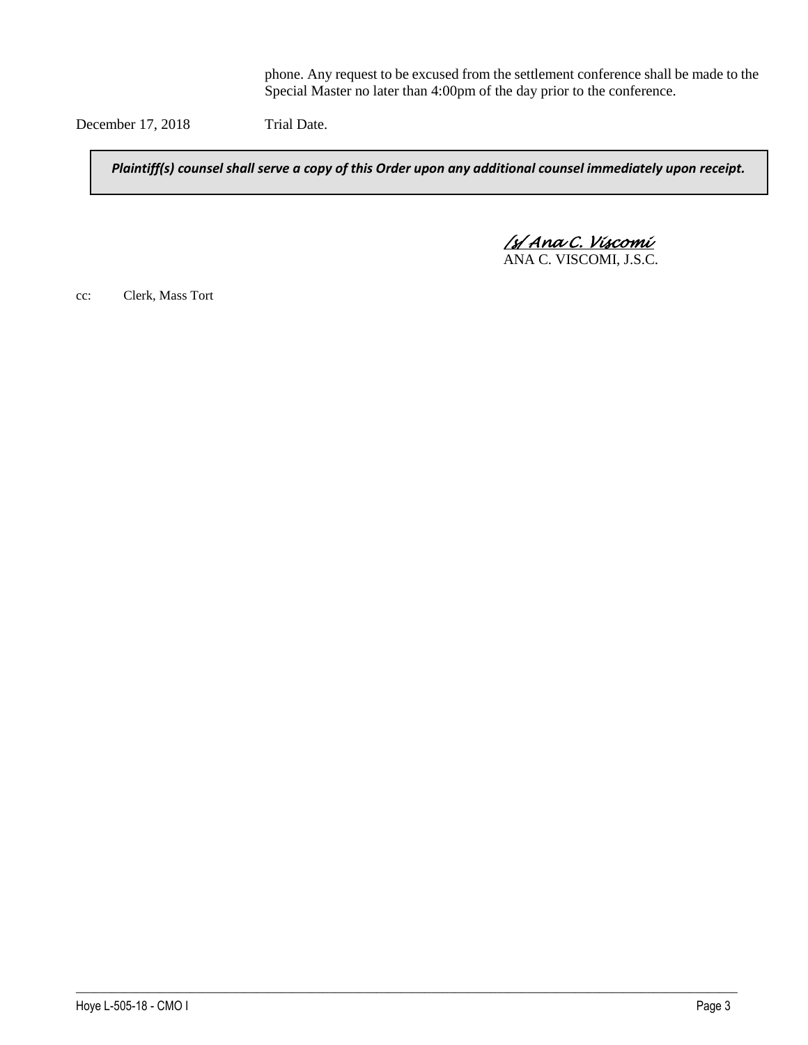phone. Any request to be excused from the settlement conference shall be made to the Special Master no later than 4:00pm of the day prior to the conference.

| | |
|---|---|
| December 17, 2018 | Trial Date. |

***Plaintiff(s) counsel shall serve a copy of this Order upon any additional counsel immediately upon receipt.***

*/s/ Ana C. Viscomi*
ANA C. VISCOMI, J.S.C.

cc: Clerk, Mass Tort